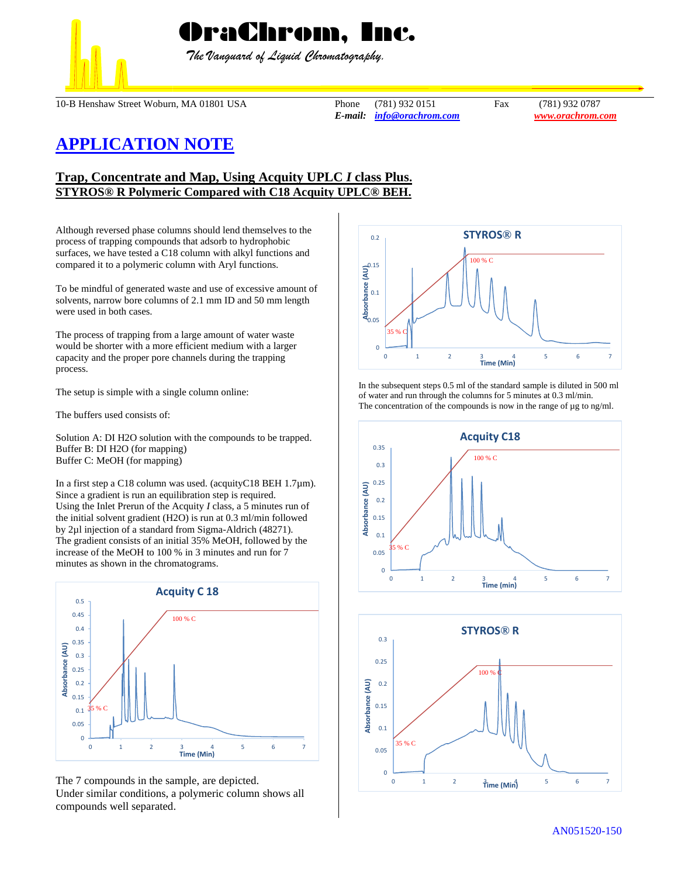# OraChrom, Inc.

*The Vanguard of Liquid Chromatography.*

10-B Henshaw Street Woburn, MA 01801 USA

Phone (781) 932 0151 Fax (781) 932 0787

*E-mail:* info@orachrom.com www.orachrom.com

## APPLICATION NOTE

### Trap, Concentrate and Map, Using Acquity UPLC *I* class Plus. STYROS® R Polymeric Compared with C18 Acquity UPLC® BEH.

Although reversed phase columns should lend themselves to the process of trapping compounds that adsorb to hydrophobic surfaces, we have tested a C18 column with alkyl functions and compared it to a polymeric column with Aryl functions.

To be mindful of generated waste and use of excessive amount of solvents, narrow bore columns of 2.1 mm ID and 50 mm length were used in both cases.

The process of trapping from a large amount of water waste would be shorter with a more efficient medium with a larger capacity and the proper pore channels during the trapping process.

The setup is simple with a single column online:

The buffers used consists of:

Solution A: DI H2O solution with the compounds to be trapped.
Buffer B: DI H2O (for mapping)
Buffer C: MeOH (for mapping)

In a first step a C18 column was used. (acquityC18 BEH 1.7µm). Since a gradient is run an equilibration step is required. Using the Inlet Prerun of the Acquity *I* class, a 5 minutes run of the initial solvent gradient (H2O) is run at 0.3 ml/min followed by 2µl injection of a standard from Sigma-Aldrich (48271). The gradient consists of an initial 35% MeOH, followed by the increase of the MeOH to 100 % in 3 minutes and run for 7 minutes as shown in the chromatograms.

**Acquity C 18** — Absorbance (AU) vs Time (Min); gradient 35 % C to 100 % C

The 7 compounds in the sample, are depicted.
Under similar conditions, a polymeric column shows all compounds well separated.

**STYROS® R** — Absorbance (AU) vs Time (Min); gradient 35 % C to 100 % C

In the subsequent steps 0.5 ml of the standard sample is diluted in 500 ml of water and run through the columns for 5 minutes at 0.3 ml/min.
The concentration of the compounds is now in the range of µg to ng/ml.

**Acquity C18** — Absorbance (AU) vs Time (min); gradient 35 % C to 100 % C

**STYROS® R** — Absorbance (AU) vs Time (Min); gradient 35 % C to 100 % C

AN051520-150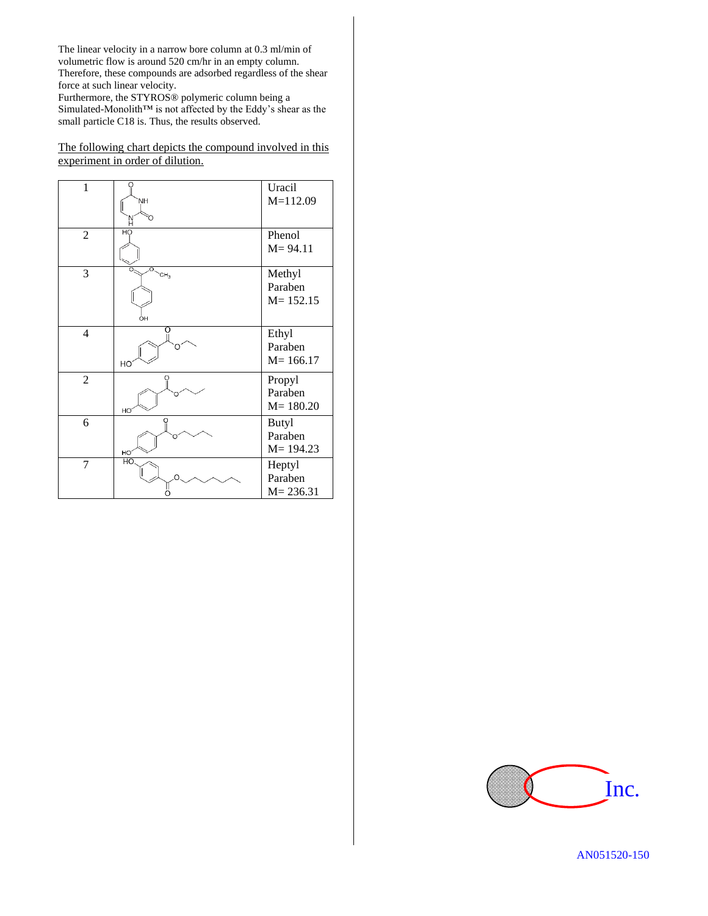The linear velocity in a narrow bore column at 0.3 ml/min of volumetric flow is around 520 cm/hr in an empty column. Therefore, these compounds are adsorbed regardless of the shear force at such linear velocity.
Furthermore, the STYROS® polymeric column being a Simulated-Monolith™ is not affected by the Eddy's shear as the small particle C18 is. Thus, the results observed.

<u>The following chart depicts the compound involved in this experiment in order of dilution.</u>

| | | |
|---|---|---|
| 1 | | Uracil M=112.09 |
| 2 | | Phenol M= 94.11 |
| 3 | | Methyl Paraben M= 152.15 |
| 4 | | Ethyl Paraben M= 166.17 |
| 2 | | Propyl Paraben M= 180.20 |
| 6 | | Butyl Paraben M= 194.23 |
| 7 | | Heptyl Paraben M= 236.31 |

Inc.

AN051520-150